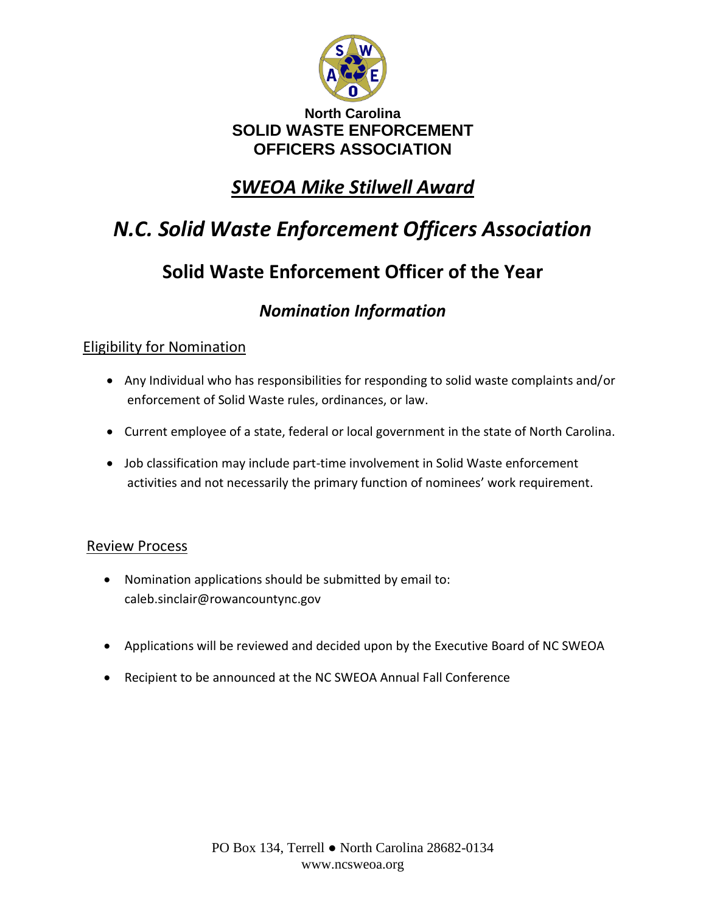**North Carolina**
**SOLID WASTE ENFORCEMENT OFFICERS ASSOCIATION**

## *SWEOA Mike Stilwell Award*

# *N.C. Solid Waste Enforcement Officers Association*

## Solid Waste Enforcement Officer of the Year

### *Nomination Information*

Eligibility for Nomination

- Any Individual who has responsibilities for responding to solid waste complaints and/or enforcement of Solid Waste rules, ordinances, or law.
- Current employee of a state, federal or local government in the state of North Carolina.
- Job classification may include part-time involvement in Solid Waste enforcement activities and not necessarily the primary function of nominees' work requirement.

Review Process

- Nomination applications should be submitted by email to: caleb.sinclair@rowancountync.gov
- Applications will be reviewed and decided upon by the Executive Board of NC SWEOA
- Recipient to be announced at the NC SWEOA Annual Fall Conference

PO Box 134, Terrell ● North Carolina 28682-0134
www.ncsweoa.org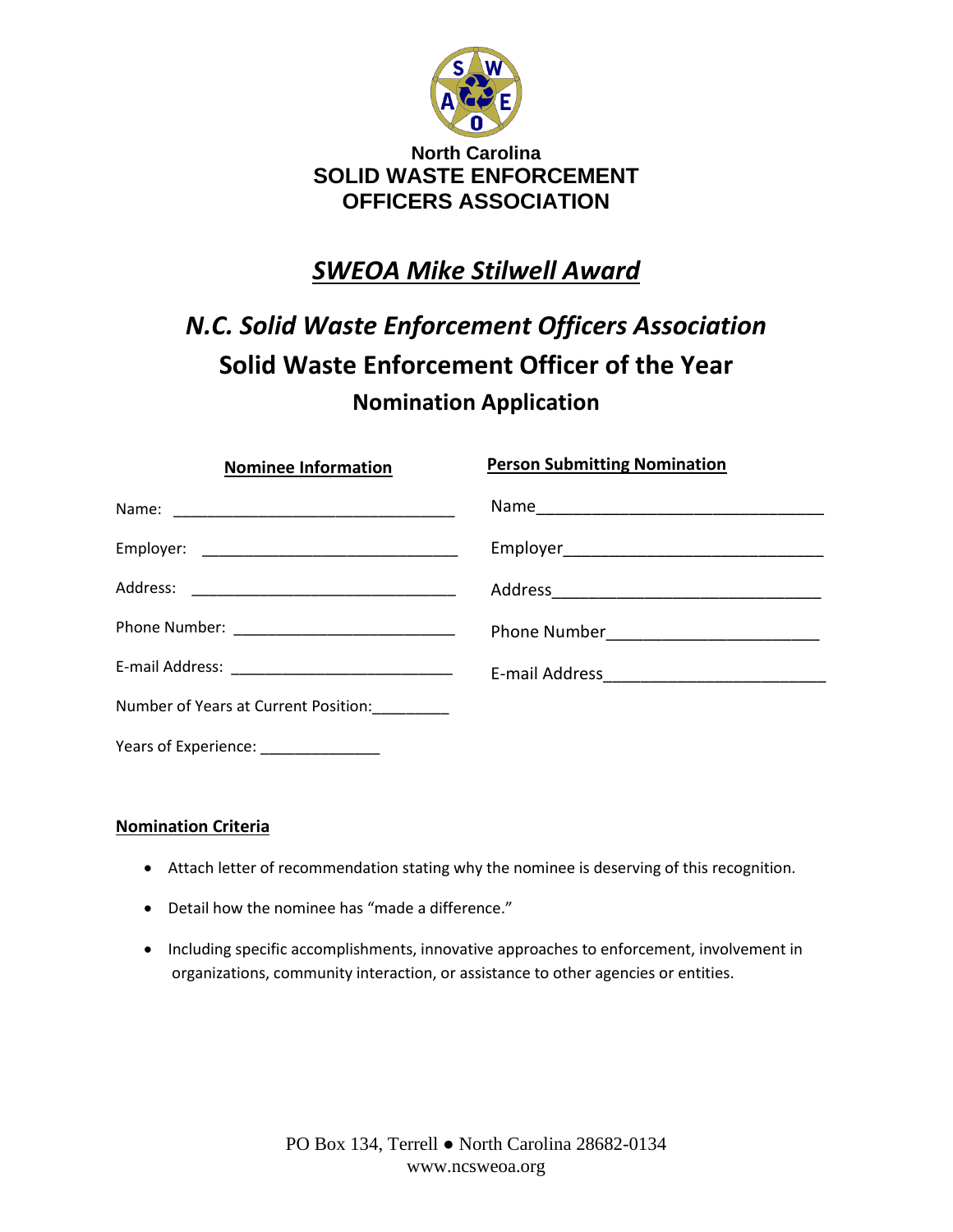North Carolina
**SOLID WASTE ENFORCEMENT OFFICERS ASSOCIATION**

# *SWEOA Mike Stilwell Award*

## *N.C. Solid Waste Enforcement Officers Association*

## Solid Waste Enforcement Officer of the Year

### Nomination Application

**Nominee Information**

Name: ________________________________

Employer: ______________________________

Address: _______________________________

Phone Number: __________________________

E-mail Address: _________________________

Number of Years at Current Position:_________

Years of Experience: ______________

**Person Submitting Nomination**

Name________________________________

Employer_____________________________

Address______________________________

Phone Number________________________

E-mail Address________________________

**Nomination Criteria**

- Attach letter of recommendation stating why the nominee is deserving of this recognition.
- Detail how the nominee has "made a difference."
- Including specific accomplishments, innovative approaches to enforcement, involvement in organizations, community interaction, or assistance to other agencies or entities.

PO Box 134, Terrell ● North Carolina 28682-0134
www.ncsweoa.org